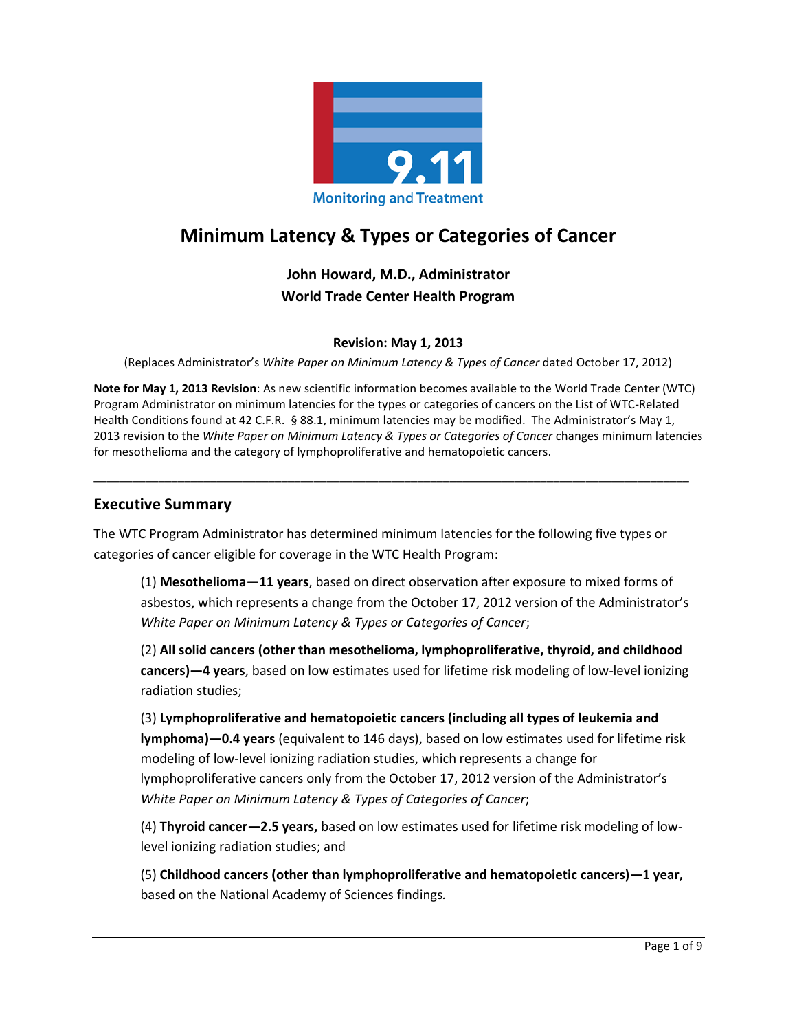# Minimum Latency & Types or Categories of Cancer

**John Howard, M.D., Administrator**
**World Trade Center Health Program**

**Revision: May 1, 2013**

(Replaces Administrator's *White Paper on Minimum Latency & Types of Cancer* dated October 17, 2012)

**Note for May 1, 2013 Revision**: As new scientific information becomes available to the World Trade Center (WTC) Program Administrator on minimum latencies for the types or categories of cancers on the List of WTC-Related Health Conditions found at 42 C.F.R. § 88.1, minimum latencies may be modified. The Administrator's May 1, 2013 revision to the *White Paper on Minimum Latency & Types or Categories of Cancer* changes minimum latencies for mesothelioma and the category of lymphoproliferative and hematopoietic cancers.

---

## Executive Summary

The WTC Program Administrator has determined minimum latencies for the following five types or categories of cancer eligible for coverage in the WTC Health Program:

(1) **Mesothelioma**—**11 years**, based on direct observation after exposure to mixed forms of asbestos, which represents a change from the October 17, 2012 version of the Administrator's *White Paper on Minimum Latency & Types or Categories of Cancer*;

(2) **All solid cancers (other than mesothelioma, lymphoproliferative, thyroid, and childhood cancers)—4 years**, based on low estimates used for lifetime risk modeling of low-level ionizing radiation studies;

(3) **Lymphoproliferative and hematopoietic cancers (including all types of leukemia and lymphoma)—0.4 years** (equivalent to 146 days), based on low estimates used for lifetime risk modeling of low-level ionizing radiation studies, which represents a change for lymphoproliferative cancers only from the October 17, 2012 version of the Administrator's *White Paper on Minimum Latency & Types of Categories of Cancer*;

(4) **Thyroid cancer—2.5 years,** based on low estimates used for lifetime risk modeling of low-level ionizing radiation studies; and

(5) **Childhood cancers (other than lymphoproliferative and hematopoietic cancers)—1 year,** based on the National Academy of Sciences findings*.*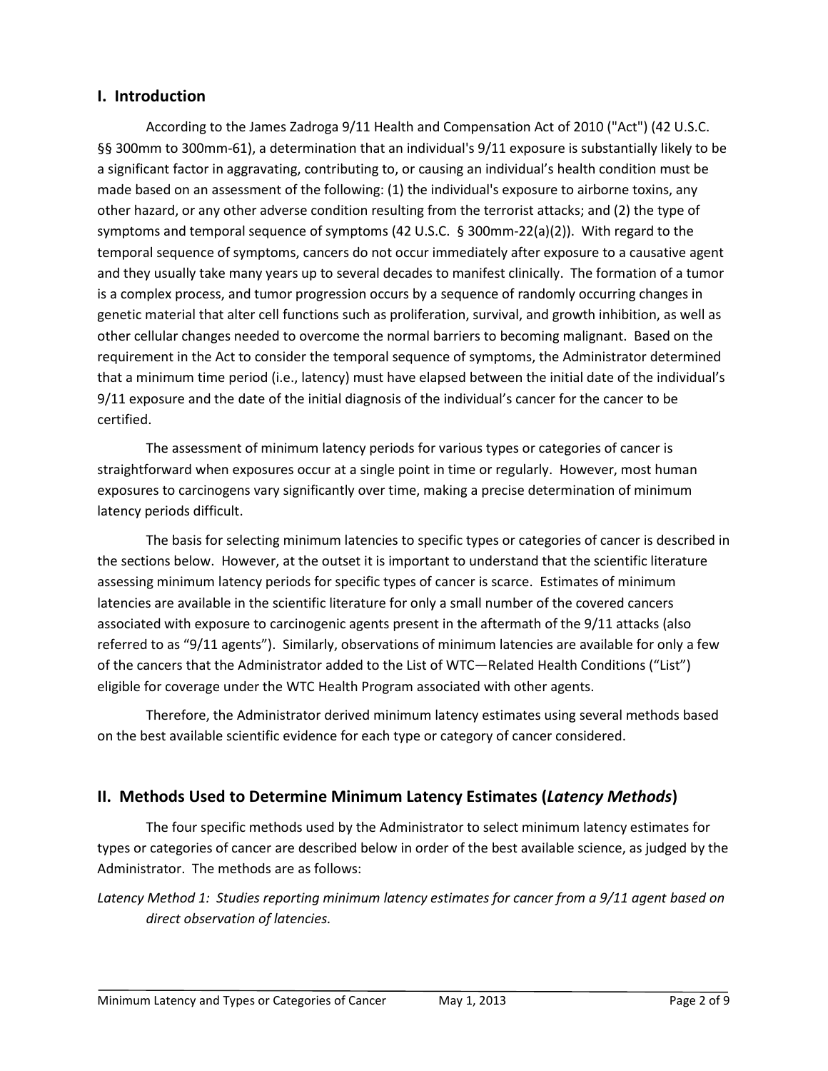## I. Introduction

According to the James Zadroga 9/11 Health and Compensation Act of 2010 ("Act") (42 U.S.C. §§ 300mm to 300mm-61), a determination that an individual's 9/11 exposure is substantially likely to be a significant factor in aggravating, contributing to, or causing an individual's health condition must be made based on an assessment of the following: (1) the individual's exposure to airborne toxins, any other hazard, or any other adverse condition resulting from the terrorist attacks; and (2) the type of symptoms and temporal sequence of symptoms (42 U.S.C. § 300mm-22(a)(2)). With regard to the temporal sequence of symptoms, cancers do not occur immediately after exposure to a causative agent and they usually take many years up to several decades to manifest clinically. The formation of a tumor is a complex process, and tumor progression occurs by a sequence of randomly occurring changes in genetic material that alter cell functions such as proliferation, survival, and growth inhibition, as well as other cellular changes needed to overcome the normal barriers to becoming malignant. Based on the requirement in the Act to consider the temporal sequence of symptoms, the Administrator determined that a minimum time period (i.e., latency) must have elapsed between the initial date of the individual's 9/11 exposure and the date of the initial diagnosis of the individual's cancer for the cancer to be certified.

The assessment of minimum latency periods for various types or categories of cancer is straightforward when exposures occur at a single point in time or regularly. However, most human exposures to carcinogens vary significantly over time, making a precise determination of minimum latency periods difficult.

The basis for selecting minimum latencies to specific types or categories of cancer is described in the sections below. However, at the outset it is important to understand that the scientific literature assessing minimum latency periods for specific types of cancer is scarce. Estimates of minimum latencies are available in the scientific literature for only a small number of the covered cancers associated with exposure to carcinogenic agents present in the aftermath of the 9/11 attacks (also referred to as "9/11 agents"). Similarly, observations of minimum latencies are available for only a few of the cancers that the Administrator added to the List of WTC—Related Health Conditions ("List") eligible for coverage under the WTC Health Program associated with other agents.

Therefore, the Administrator derived minimum latency estimates using several methods based on the best available scientific evidence for each type or category of cancer considered.

## II. Methods Used to Determine Minimum Latency Estimates (*Latency Methods*)

The four specific methods used by the Administrator to select minimum latency estimates for types or categories of cancer are described below in order of the best available science, as judged by the Administrator. The methods are as follows:

*Latency Method 1: Studies reporting minimum latency estimates for cancer from a 9/11 agent based on direct observation of latencies.*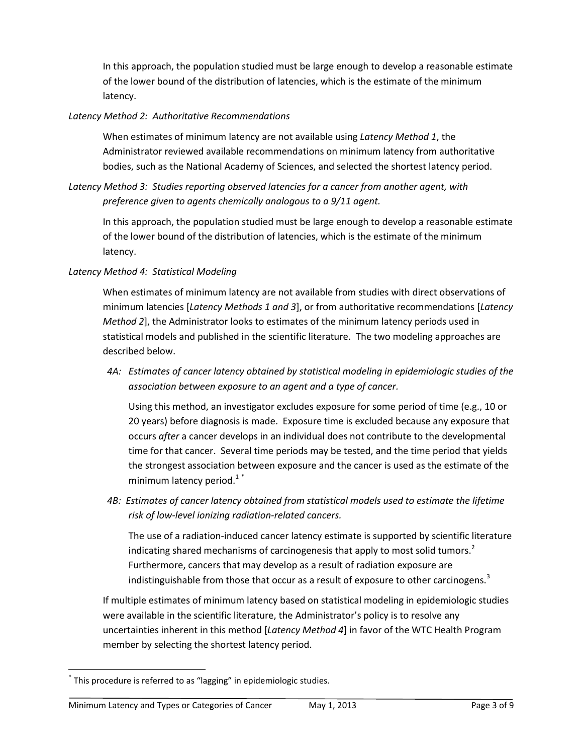In this approach, the population studied must be large enough to develop a reasonable estimate of the lower bound of the distribution of latencies, which is the estimate of the minimum latency.

*Latency Method 2: Authoritative Recommendations*

When estimates of minimum latency are not available using *Latency Method 1*, the Administrator reviewed available recommendations on minimum latency from authoritative bodies, such as the National Academy of Sciences, and selected the shortest latency period.

*Latency Method 3: Studies reporting observed latencies for a cancer from another agent, with preference given to agents chemically analogous to a 9/11 agent.*

In this approach, the population studied must be large enough to develop a reasonable estimate of the lower bound of the distribution of latencies, which is the estimate of the minimum latency.

*Latency Method 4: Statistical Modeling*

When estimates of minimum latency are not available from studies with direct observations of minimum latencies [*Latency Methods 1 and 3*], or from authoritative recommendations [*Latency Method 2*], the Administrator looks to estimates of the minimum latency periods used in statistical models and published in the scientific literature. The two modeling approaches are described below.

*4A: Estimates of cancer latency obtained by statistical modeling in epidemiologic studies of the association between exposure to an agent and a type of cancer.*

Using this method, an investigator excludes exposure for some period of time (e.g., 10 or 20 years) before diagnosis is made. Exposure time is excluded because any exposure that occurs *after* a cancer develops in an individual does not contribute to the developmental time for that cancer. Several time periods may be tested, and the time period that yields the strongest association between exposure and the cancer is used as the estimate of the minimum latency period.[1] [*]

*4B: Estimates of cancer latency obtained from statistical models used to estimate the lifetime risk of low-level ionizing radiation-related cancers.*

The use of a radiation-induced cancer latency estimate is supported by scientific literature indicating shared mechanisms of carcinogenesis that apply to most solid tumors.[2] Furthermore, cancers that may develop as a result of radiation exposure are indistinguishable from those that occur as a result of exposure to other carcinogens.[3]

If multiple estimates of minimum latency based on statistical modeling in epidemiologic studies were available in the scientific literature, the Administrator's policy is to resolve any uncertainties inherent in this method [*Latency Method 4*] in favor of the WTC Health Program member by selecting the shortest latency period.

---

[*] This procedure is referred to as "lagging" in epidemiologic studies.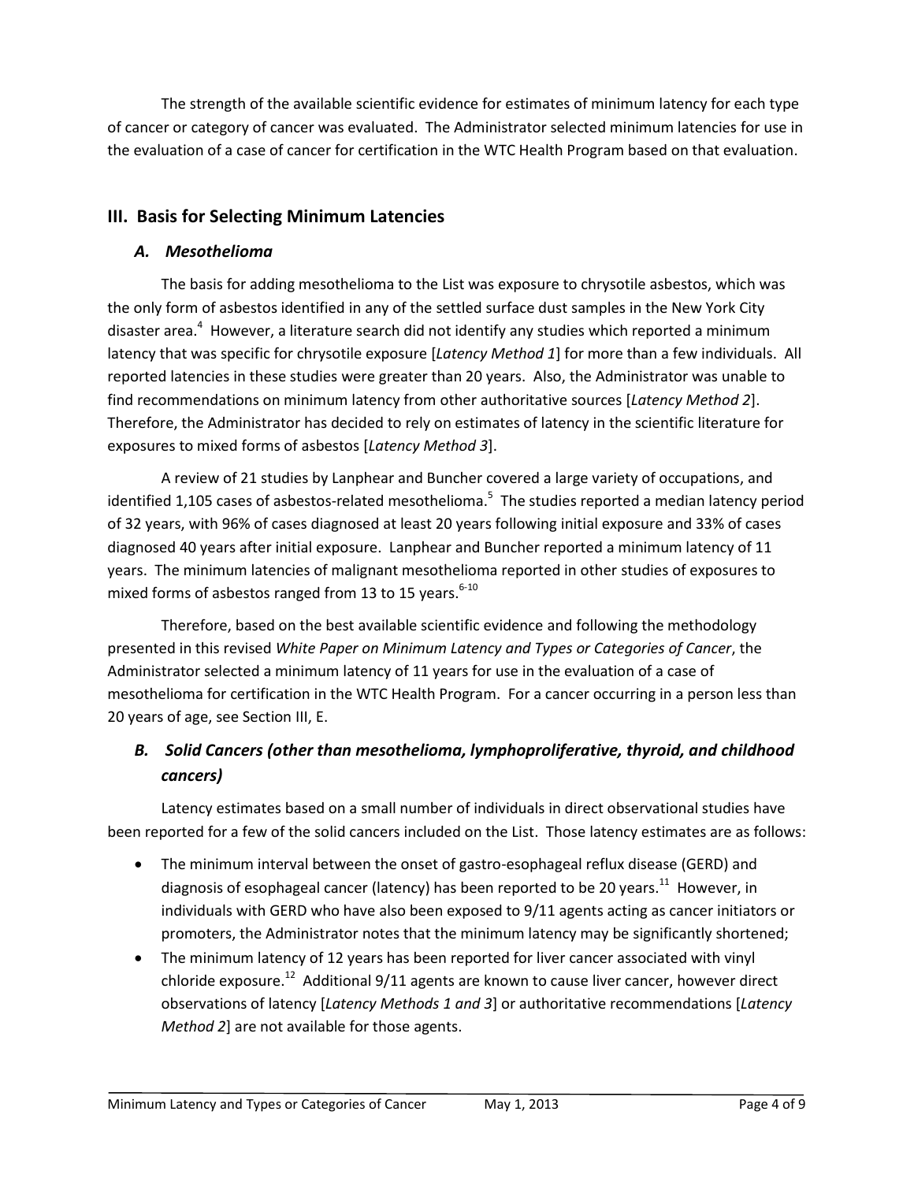The strength of the available scientific evidence for estimates of minimum latency for each type of cancer or category of cancer was evaluated. The Administrator selected minimum latencies for use in the evaluation of a case of cancer for certification in the WTC Health Program based on that evaluation.

## III. Basis for Selecting Minimum Latencies

### *A. Mesothelioma*

The basis for adding mesothelioma to the List was exposure to chrysotile asbestos, which was the only form of asbestos identified in any of the settled surface dust samples in the New York City disaster area.[4] However, a literature search did not identify any studies which reported a minimum latency that was specific for chrysotile exposure [*Latency Method 1*] for more than a few individuals. All reported latencies in these studies were greater than 20 years. Also, the Administrator was unable to find recommendations on minimum latency from other authoritative sources [*Latency Method 2*]. Therefore, the Administrator has decided to rely on estimates of latency in the scientific literature for exposures to mixed forms of asbestos [*Latency Method 3*].

A review of 21 studies by Lanphear and Buncher covered a large variety of occupations, and identified 1,105 cases of asbestos-related mesothelioma.[5] The studies reported a median latency period of 32 years, with 96% of cases diagnosed at least 20 years following initial exposure and 33% of cases diagnosed 40 years after initial exposure. Lanphear and Buncher reported a minimum latency of 11 years. The minimum latencies of malignant mesothelioma reported in other studies of exposures to mixed forms of asbestos ranged from 13 to 15 years.[6-10]

Therefore, based on the best available scientific evidence and following the methodology presented in this revised *White Paper on Minimum Latency and Types or Categories of Cancer*, the Administrator selected a minimum latency of 11 years for use in the evaluation of a case of mesothelioma for certification in the WTC Health Program. For a cancer occurring in a person less than 20 years of age, see Section III, E.

### *B. Solid Cancers (other than mesothelioma, lymphoproliferative, thyroid, and childhood cancers)*

Latency estimates based on a small number of individuals in direct observational studies have been reported for a few of the solid cancers included on the List. Those latency estimates are as follows:

- The minimum interval between the onset of gastro-esophageal reflux disease (GERD) and diagnosis of esophageal cancer (latency) has been reported to be 20 years.[11] However, in individuals with GERD who have also been exposed to 9/11 agents acting as cancer initiators or promoters, the Administrator notes that the minimum latency may be significantly shortened;
- The minimum latency of 12 years has been reported for liver cancer associated with vinyl chloride exposure.[12] Additional 9/11 agents are known to cause liver cancer, however direct observations of latency [*Latency Methods 1 and 3*] or authoritative recommendations [*Latency Method 2*] are not available for those agents.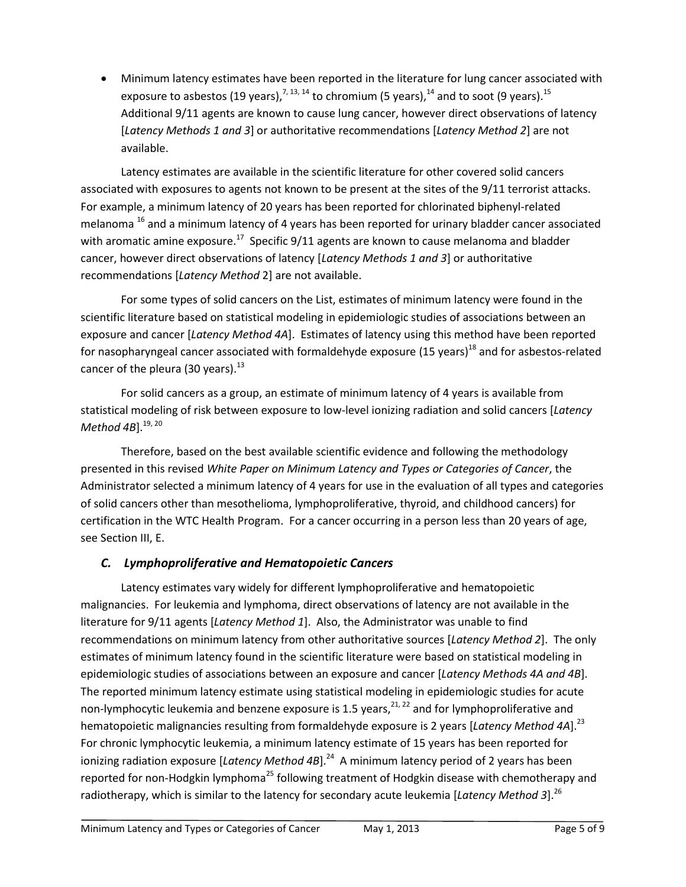- Minimum latency estimates have been reported in the literature for lung cancer associated with exposure to asbestos (19 years),[7, 13, 14] to chromium (5 years),[14] and to soot (9 years).[15] Additional 9/11 agents are known to cause lung cancer, however direct observations of latency [*Latency Methods 1 and 3*] or authoritative recommendations [*Latency Method 2*] are not available.

Latency estimates are available in the scientific literature for other covered solid cancers associated with exposures to agents not known to be present at the sites of the 9/11 terrorist attacks. For example, a minimum latency of 20 years has been reported for chlorinated biphenyl-related melanoma [16] and a minimum latency of 4 years has been reported for urinary bladder cancer associated with aromatic amine exposure.[17] Specific 9/11 agents are known to cause melanoma and bladder cancer, however direct observations of latency [*Latency Methods 1 and 3*] or authoritative recommendations [*Latency Method* 2] are not available.

For some types of solid cancers on the List, estimates of minimum latency were found in the scientific literature based on statistical modeling in epidemiologic studies of associations between an exposure and cancer [*Latency Method 4A*]. Estimates of latency using this method have been reported for nasopharyngeal cancer associated with formaldehyde exposure (15 years)[18] and for asbestos-related cancer of the pleura (30 years).[13]

For solid cancers as a group, an estimate of minimum latency of 4 years is available from statistical modeling of risk between exposure to low-level ionizing radiation and solid cancers [*Latency Method 4B*].[19, 20]

Therefore, based on the best available scientific evidence and following the methodology presented in this revised *White Paper on Minimum Latency and Types or Categories of Cancer*, the Administrator selected a minimum latency of 4 years for use in the evaluation of all types and categories of solid cancers other than mesothelioma, lymphoproliferative, thyroid, and childhood cancers) for certification in the WTC Health Program. For a cancer occurring in a person less than 20 years of age, see Section III, E.

### *C. Lymphoproliferative and Hematopoietic Cancers*

Latency estimates vary widely for different lymphoproliferative and hematopoietic malignancies. For leukemia and lymphoma, direct observations of latency are not available in the literature for 9/11 agents [*Latency Method 1*]. Also, the Administrator was unable to find recommendations on minimum latency from other authoritative sources [*Latency Method 2*]. The only estimates of minimum latency found in the scientific literature were based on statistical modeling in epidemiologic studies of associations between an exposure and cancer [*Latency Methods 4A and 4B*]. The reported minimum latency estimate using statistical modeling in epidemiologic studies for acute non-lymphocytic leukemia and benzene exposure is 1.5 years,[21, 22] and for lymphoproliferative and hematopoietic malignancies resulting from formaldehyde exposure is 2 years [*Latency Method 4A*].[23] For chronic lymphocytic leukemia, a minimum latency estimate of 15 years has been reported for ionizing radiation exposure [*Latency Method 4B*].[24] A minimum latency period of 2 years has been reported for non-Hodgkin lymphoma[25] following treatment of Hodgkin disease with chemotherapy and radiotherapy, which is similar to the latency for secondary acute leukemia [*Latency Method 3*].[26]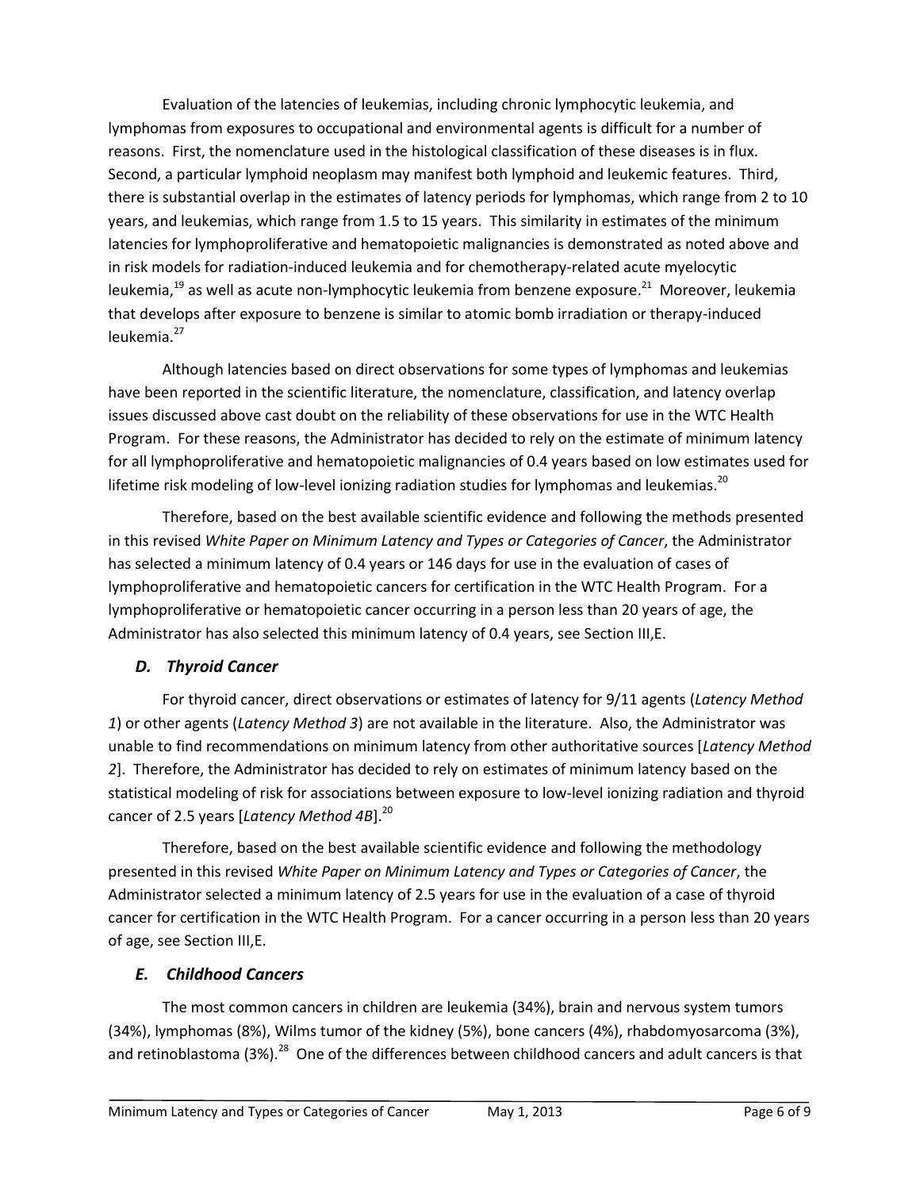Evaluation of the latencies of leukemias, including chronic lymphocytic leukemia, and lymphomas from exposures to occupational and environmental agents is difficult for a number of reasons. First, the nomenclature used in the histological classification of these diseases is in flux. Second, a particular lymphoid neoplasm may manifest both lymphoid and leukemic features. Third, there is substantial overlap in the estimates of latency periods for lymphomas, which range from 2 to 10 years, and leukemias, which range from 1.5 to 15 years. This similarity in estimates of the minimum latencies for lymphoproliferative and hematopoietic malignancies is demonstrated as noted above and in risk models for radiation-induced leukemia and for chemotherapy-related acute myelocytic leukemia,[19] as well as acute non-lymphocytic leukemia from benzene exposure.[21] Moreover, leukemia that develops after exposure to benzene is similar to atomic bomb irradiation or therapy-induced leukemia.[27]

Although latencies based on direct observations for some types of lymphomas and leukemias have been reported in the scientific literature, the nomenclature, classification, and latency overlap issues discussed above cast doubt on the reliability of these observations for use in the WTC Health Program. For these reasons, the Administrator has decided to rely on the estimate of minimum latency for all lymphoproliferative and hematopoietic malignancies of 0.4 years based on low estimates used for lifetime risk modeling of low-level ionizing radiation studies for lymphomas and leukemias.[20]

Therefore, based on the best available scientific evidence and following the methods presented in this revised *White Paper on Minimum Latency and Types or Categories of Cancer*, the Administrator has selected a minimum latency of 0.4 years or 146 days for use in the evaluation of cases of lymphoproliferative and hematopoietic cancers for certification in the WTC Health Program. For a lymphoproliferative or hematopoietic cancer occurring in a person less than 20 years of age, the Administrator has also selected this minimum latency of 0.4 years, see Section III,E.

### *D. Thyroid Cancer*

For thyroid cancer, direct observations or estimates of latency for 9/11 agents (*Latency Method 1*) or other agents (*Latency Method 3*) are not available in the literature. Also, the Administrator was unable to find recommendations on minimum latency from other authoritative sources [*Latency Method 2*]. Therefore, the Administrator has decided to rely on estimates of minimum latency based on the statistical modeling of risk for associations between exposure to low-level ionizing radiation and thyroid cancer of 2.5 years [*Latency Method 4B*].[20]

Therefore, based on the best available scientific evidence and following the methodology presented in this revised *White Paper on Minimum Latency and Types or Categories of Cancer*, the Administrator selected a minimum latency of 2.5 years for use in the evaluation of a case of thyroid cancer for certification in the WTC Health Program. For a cancer occurring in a person less than 20 years of age, see Section III,E.

### *E. Childhood Cancers*

The most common cancers in children are leukemia (34%), brain and nervous system tumors (34%), lymphomas (8%), Wilms tumor of the kidney (5%), bone cancers (4%), rhabdomyosarcoma (3%), and retinoblastoma (3%).[28] One of the differences between childhood cancers and adult cancers is that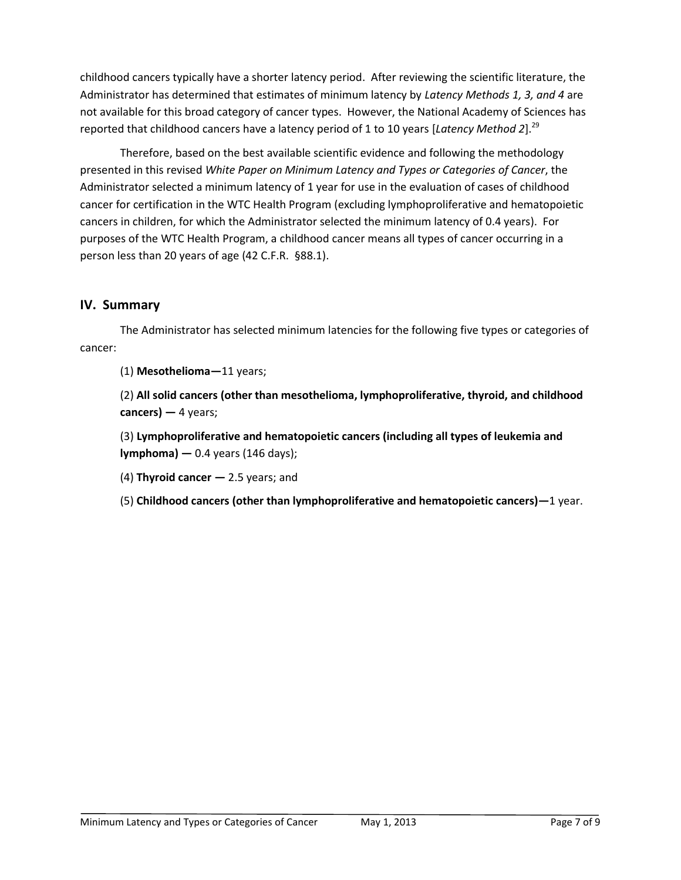childhood cancers typically have a shorter latency period. After reviewing the scientific literature, the Administrator has determined that estimates of minimum latency by *Latency Methods 1, 3, and 4* are not available for this broad category of cancer types. However, the National Academy of Sciences has reported that childhood cancers have a latency period of 1 to 10 years [*Latency Method 2*].[29]

Therefore, based on the best available scientific evidence and following the methodology presented in this revised *White Paper on Minimum Latency and Types or Categories of Cancer*, the Administrator selected a minimum latency of 1 year for use in the evaluation of cases of childhood cancer for certification in the WTC Health Program (excluding lymphoproliferative and hematopoietic cancers in children, for which the Administrator selected the minimum latency of 0.4 years). For purposes of the WTC Health Program, a childhood cancer means all types of cancer occurring in a person less than 20 years of age (42 C.F.R. §88.1).

## IV. Summary

The Administrator has selected minimum latencies for the following five types or categories of cancer:

(1) **Mesothelioma—**11 years;

(2) **All solid cancers (other than mesothelioma, lymphoproliferative, thyroid, and childhood cancers) —** 4 years;

(3) **Lymphoproliferative and hematopoietic cancers (including all types of leukemia and lymphoma) —** 0.4 years (146 days);

(4) **Thyroid cancer —** 2.5 years; and

(5) **Childhood cancers (other than lymphoproliferative and hematopoietic cancers)—**1 year.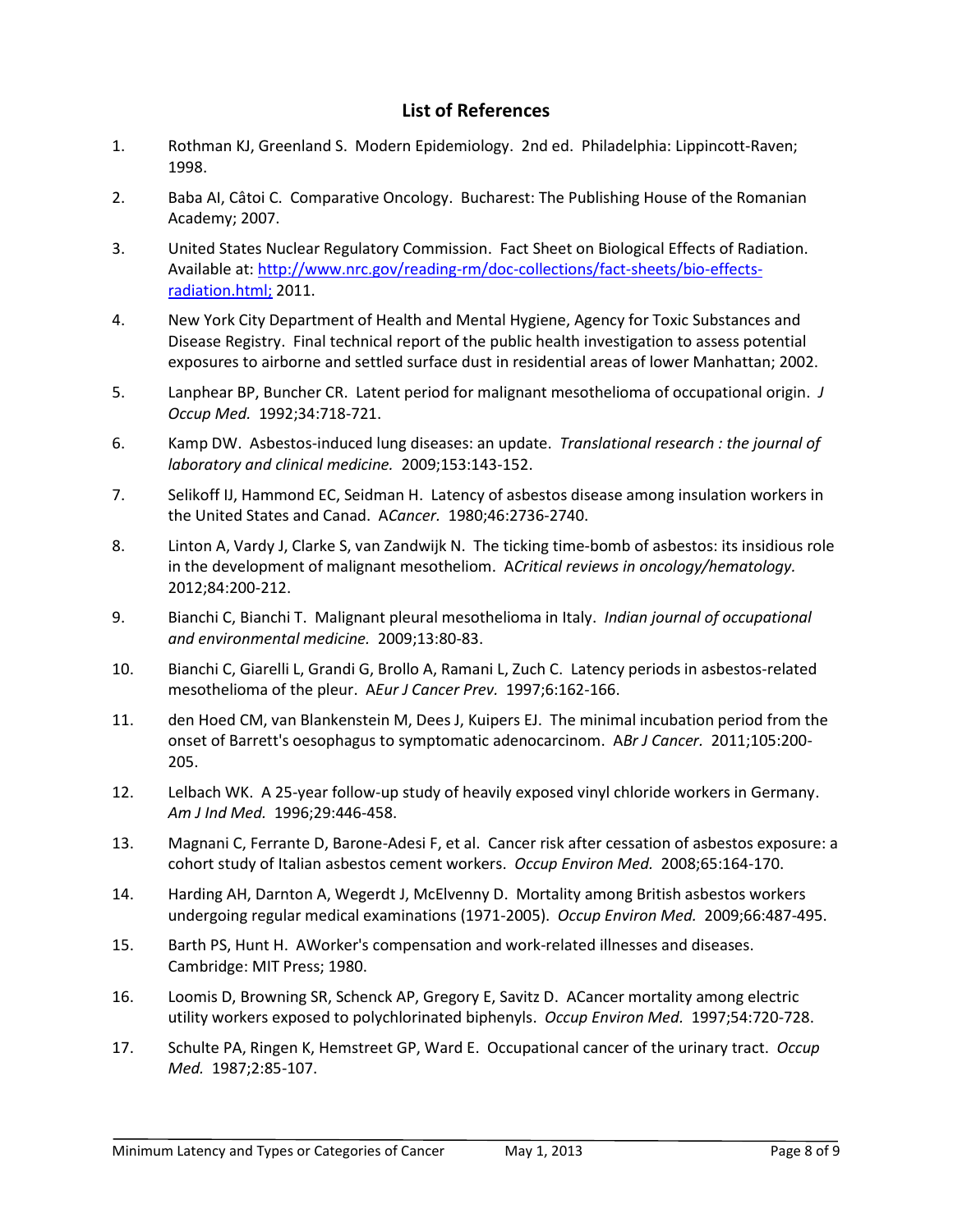## List of References

1. Rothman KJ, Greenland S. Modern Epidemiology. 2nd ed. Philadelphia: Lippincott-Raven; 1998.

2. Baba AI, Câtoi C. Comparative Oncology. Bucharest: The Publishing House of the Romanian Academy; 2007.

3. United States Nuclear Regulatory Commission. Fact Sheet on Biological Effects of Radiation. Available at: [http://www.nrc.gov/reading-rm/doc-collections/fact-sheets/bio-effects-radiation.html;](http://www.nrc.gov/reading-rm/doc-collections/fact-sheets/bio-effects-radiation.html) 2011.

4. New York City Department of Health and Mental Hygiene, Agency for Toxic Substances and Disease Registry. Final technical report of the public health investigation to assess potential exposures to airborne and settled surface dust in residential areas of lower Manhattan; 2002.

5. Lanphear BP, Buncher CR. Latent period for malignant mesothelioma of occupational origin. *J Occup Med.* 1992;34:718-721.

6. Kamp DW. Asbestos-induced lung diseases: an update. *Translational research : the journal of laboratory and clinical medicine.* 2009;153:143-152.

7. Selikoff IJ, Hammond EC, Seidman H. Latency of asbestos disease among insulation workers in the United States and Canad. A*Cancer.* 1980;46:2736-2740.

8. Linton A, Vardy J, Clarke S, van Zandwijk N. The ticking time-bomb of asbestos: its insidious role in the development of malignant mesotheliom. A*Critical reviews in oncology/hematology.* 2012;84:200-212.

9. Bianchi C, Bianchi T. Malignant pleural mesothelioma in Italy. *Indian journal of occupational and environmental medicine.* 2009;13:80-83.

10. Bianchi C, Giarelli L, Grandi G, Brollo A, Ramani L, Zuch C. Latency periods in asbestos-related mesothelioma of the pleur. A*Eur J Cancer Prev.* 1997;6:162-166.

11. den Hoed CM, van Blankenstein M, Dees J, Kuipers EJ. The minimal incubation period from the onset of Barrett's oesophagus to symptomatic adenocarcinom. A*Br J Cancer.* 2011;105:200-205.

12. Lelbach WK. A 25-year follow-up study of heavily exposed vinyl chloride workers in Germany. *Am J Ind Med.* 1996;29:446-458.

13. Magnani C, Ferrante D, Barone-Adesi F, et al. Cancer risk after cessation of asbestos exposure: a cohort study of Italian asbestos cement workers. *Occup Environ Med.* 2008;65:164-170.

14. Harding AH, Darnton A, Wegerdt J, McElvenny D. Mortality among British asbestos workers undergoing regular medical examinations (1971-2005). *Occup Environ Med.* 2009;66:487-495.

15. Barth PS, Hunt H. AWorker's compensation and work-related illnesses and diseases. Cambridge: MIT Press; 1980.

16. Loomis D, Browning SR, Schenck AP, Gregory E, Savitz D. ACancer mortality among electric utility workers exposed to polychlorinated biphenyls. *Occup Environ Med.* 1997;54:720-728.

17. Schulte PA, Ringen K, Hemstreet GP, Ward E. Occupational cancer of the urinary tract. *Occup Med.* 1987;2:85-107.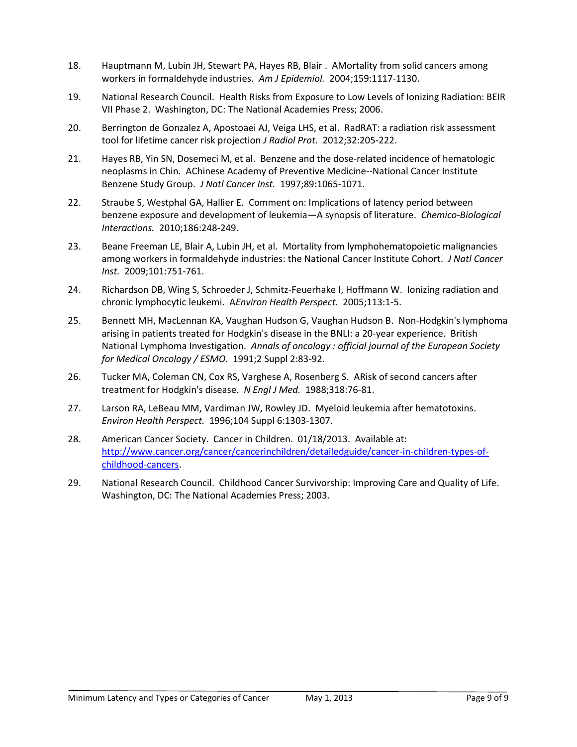18. Hauptmann M, Lubin JH, Stewart PA, Hayes RB, Blair . AMortality from solid cancers among workers in formaldehyde industries. *Am J Epidemiol.* 2004;159:1117-1130.

19. National Research Council. Health Risks from Exposure to Low Levels of Ionizing Radiation: BEIR VII Phase 2. Washington, DC: The National Academies Press; 2006.

20. Berrington de Gonzalez A, Apostoaei AJ, Veiga LHS, et al. RadRAT: a radiation risk assessment tool for lifetime cancer risk projection *J Radiol Prot.* 2012;32:205-222.

21. Hayes RB, Yin SN, Dosemeci M, et al. Benzene and the dose-related incidence of hematologic neoplasms in Chin. AChinese Academy of Preventive Medicine--National Cancer Institute Benzene Study Group. *J Natl Cancer Inst.* 1997;89:1065-1071.

22. Straube S, Westphal GA, Hallier E. Comment on: Implications of latency period between benzene exposure and development of leukemia—A synopsis of literature. *Chemico-Biological Interactions.* 2010;186:248-249.

23. Beane Freeman LE, Blair A, Lubin JH, et al. Mortality from lymphohematopoietic malignancies among workers in formaldehyde industries: the National Cancer Institute Cohort. *J Natl Cancer Inst.* 2009;101:751-761.

24. Richardson DB, Wing S, Schroeder J, Schmitz-Feuerhake I, Hoffmann W. Ionizing radiation and chronic lymphocytic leukemi. A*Environ Health Perspect.* 2005;113:1-5.

25. Bennett MH, MacLennan KA, Vaughan Hudson G, Vaughan Hudson B. Non-Hodgkin's lymphoma arising in patients treated for Hodgkin's disease in the BNLI: a 20-year experience. British National Lymphoma Investigation. *Annals of oncology : official journal of the European Society for Medical Oncology / ESMO.* 1991;2 Suppl 2:83-92.

26. Tucker MA, Coleman CN, Cox RS, Varghese A, Rosenberg S. ARisk of second cancers after treatment for Hodgkin's disease. *N Engl J Med.* 1988;318:76-81.

27. Larson RA, LeBeau MM, Vardiman JW, Rowley JD. Myeloid leukemia after hematotoxins. *Environ Health Perspect.* 1996;104 Suppl 6:1303-1307.

28. American Cancer Society. Cancer in Children. 01/18/2013. Available at: http://www.cancer.org/cancer/cancerinchildren/detailedguide/cancer-in-children-types-of-childhood-cancers.

29. National Research Council. Childhood Cancer Survivorship: Improving Care and Quality of Life. Washington, DC: The National Academies Press; 2003.